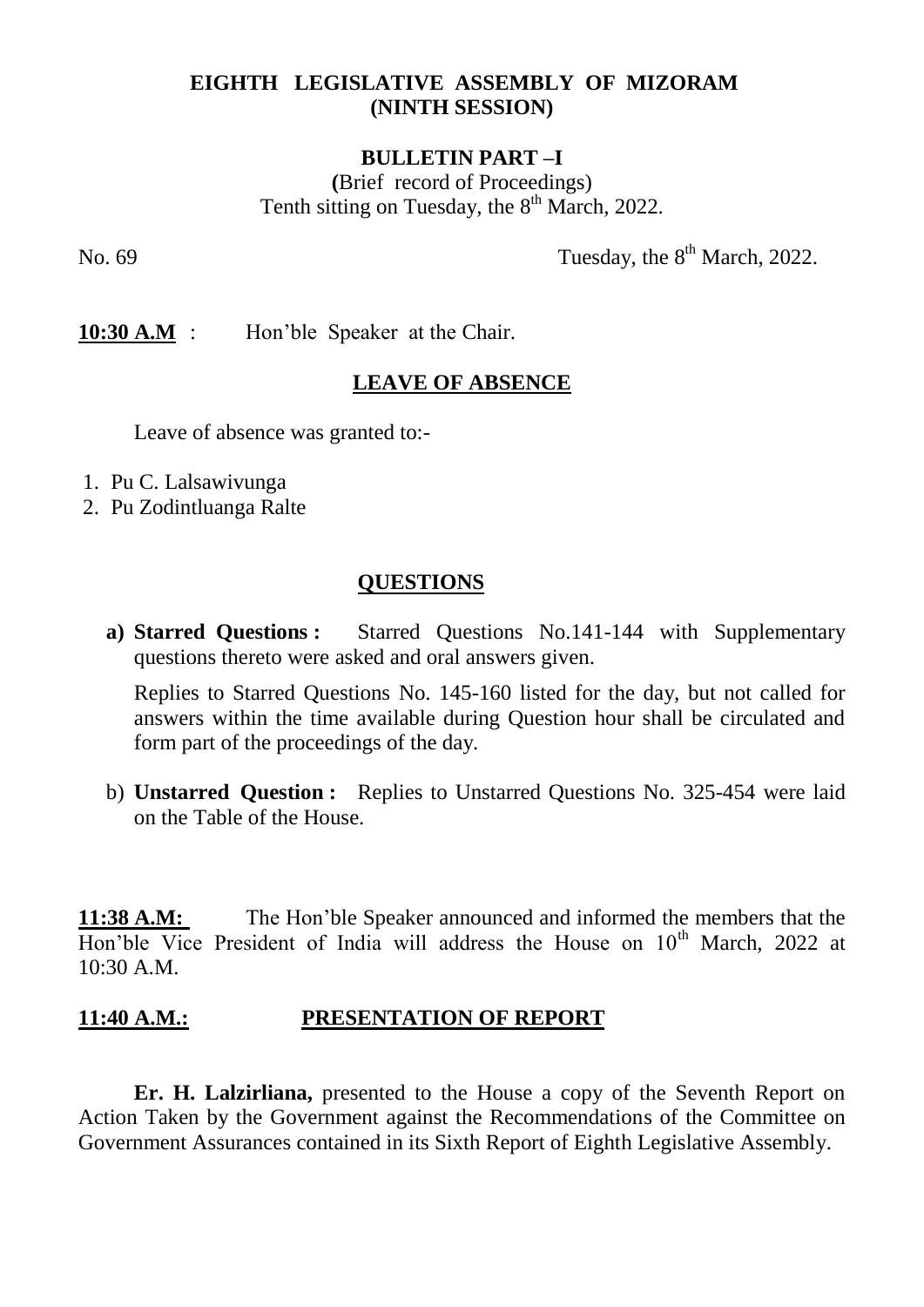# EIGHTH LEGISLATIVE ASSEMBLY OF MIZORAM
## (NINTH SESSION)

### BULLETIN PART –I

(Brief record of Proceedings)
Tenth sitting on Tuesday, the 8th March, 2022.

No. 69 Tuesday, the 8th March, 2022.

**10:30 A.M** : Hon'ble Speaker at the Chair.

### LEAVE OF ABSENCE

Leave of absence was granted to:-

1. Pu C. Lalsawivunga
2. Pu Zodintluanga Ralte

### QUESTIONS

a) **Starred Questions :** Starred Questions No.141-144 with Supplementary questions thereto were asked and oral answers given.

   Replies to Starred Questions No. 145-160 listed for the day, but not called for answers within the time available during Question hour shall be circulated and form part of the proceedings of the day.

b) **Unstarred Question :** Replies to Unstarred Questions No. 325-454 were laid on the Table of the House.

**11:38 A.M:** The Hon'ble Speaker announced and informed the members that the Hon'ble Vice President of India will address the House on 10th March, 2022 at 10:30 A.M.

### 11:40 A.M.: PRESENTATION OF REPORT

**Er. H. Lalzirliana,** presented to the House a copy of the Seventh Report on Action Taken by the Government against the Recommendations of the Committee on Government Assurances contained in its Sixth Report of Eighth Legislative Assembly.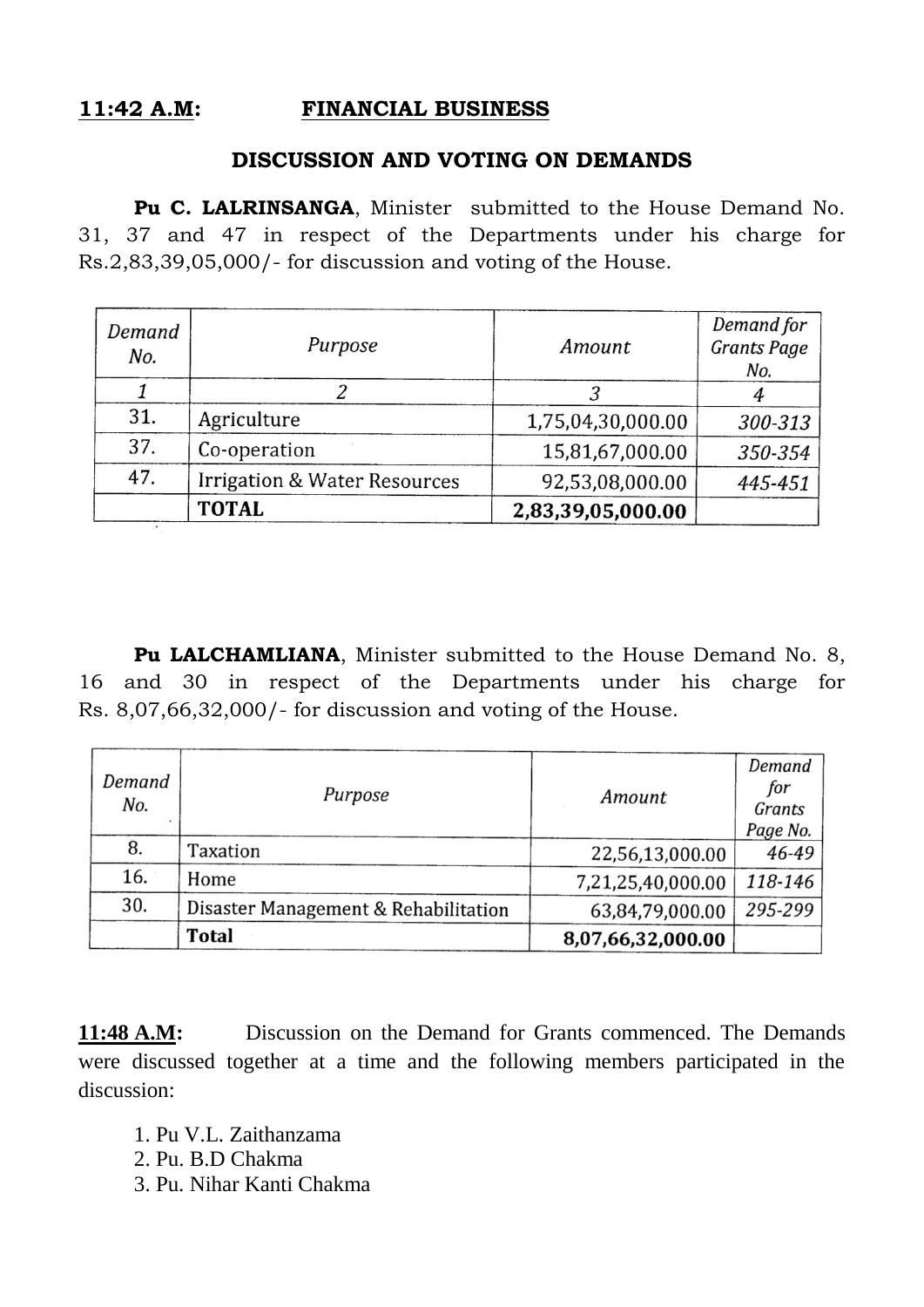**11:42 A.M:** **FINANCIAL BUSINESS**

**DISCUSSION AND VOTING ON DEMANDS**

**Pu C. LALRINSANGA**, Minister submitted to the House Demand No. 31, 37 and 47 in respect of the Departments under his charge for Rs.2,83,39,05,000/- for discussion and voting of the House.

| *Demand No.* | *Purpose* | *Amount* | *Demand for Grants Page No.* |
|---|---|---|---|
| *1* | *2* | *3* | *4* |
| 31. | Agriculture | 1,75,04,30,000.00 | *300-313* |
| 37. | Co-operation | 15,81,67,000.00 | *350-354* |
| 47. | Irrigation & Water Resources | 92,53,08,000.00 | *445-451* |
| | **TOTAL** | **2,83,39,05,000.00** | |

**Pu LALCHAMLIANA**, Minister submitted to the House Demand No. 8, 16 and 30 in respect of the Departments under his charge for Rs. 8,07,66,32,000/- for discussion and voting of the House.

| *Demand No.* | *Purpose* | *Amount* | *Demand for Grants Page No.* |
|---|---|---|---|
| 8. | Taxation | 22,56,13,000.00 | *46-49* |
| 16. | Home | 7,21,25,40,000.00 | *118-146* |
| 30. | Disaster Management & Rehabilitation | 63,84,79,000.00 | *295-299* |
| | **Total** | **8,07,66,32,000.00** | |

**11:48 A.M:** Discussion on the Demand for Grants commenced. The Demands were discussed together at a time and the following members participated in the discussion:

1. Pu V.L. Zaithanzama
2. Pu. B.D Chakma
3. Pu. Nihar Kanti Chakma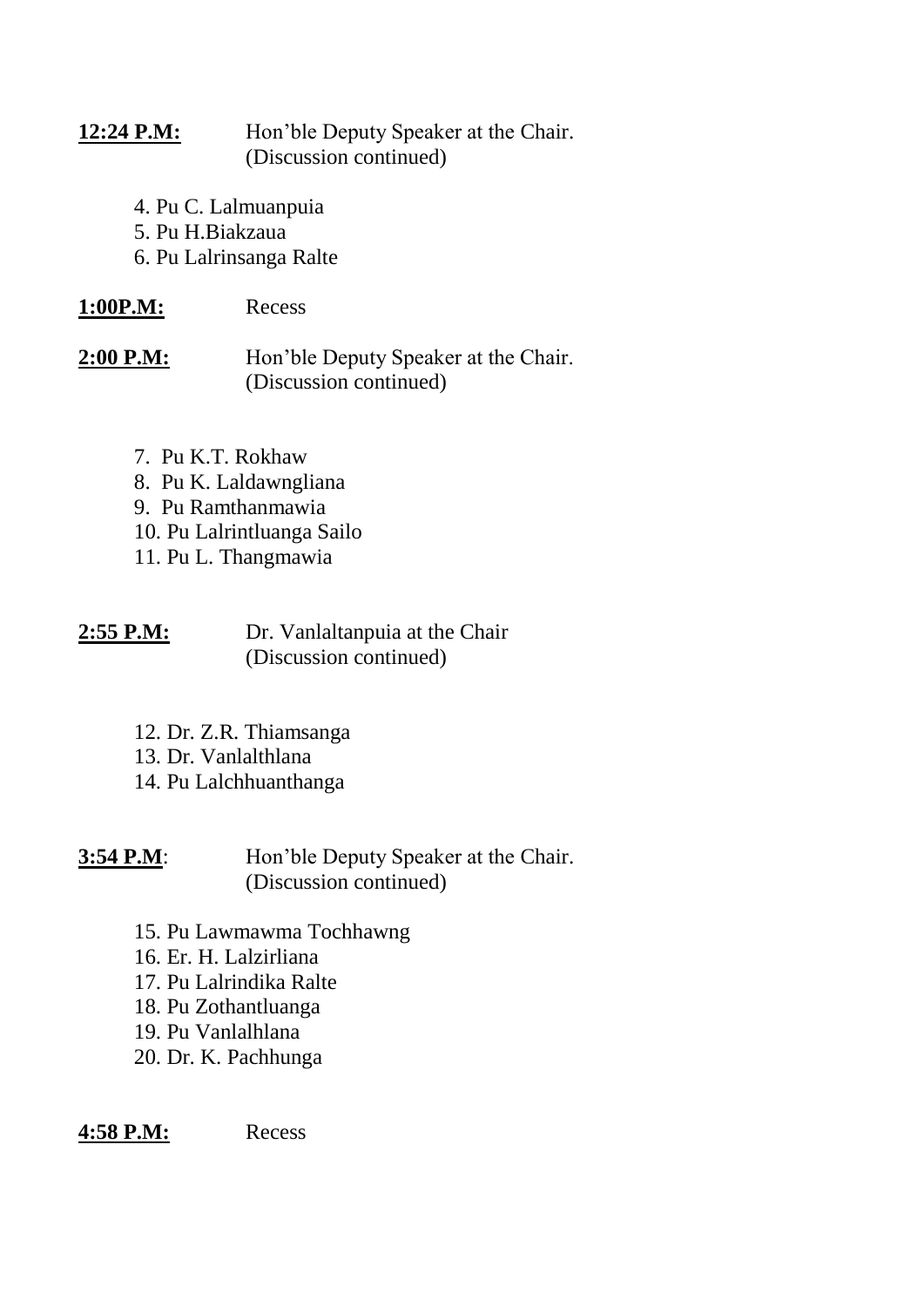**12:24 P.M:** Hon'ble Deputy Speaker at the Chair.
(Discussion continued)

4. Pu C. Lalmuanpuia
5. Pu H.Biakzaua
6. Pu Lalrinsanga Ralte

**1:00P.M:** Recess

**2:00 P.M:** Hon'ble Deputy Speaker at the Chair.
(Discussion continued)

7. Pu K.T. Rokhaw
8. Pu K. Laldawngliana
9. Pu Ramthanmawia
10. Pu Lalrintluanga Sailo
11. Pu L. Thangmawia

**2:55 P.M:** Dr. Vanlaltanpuia at the Chair
(Discussion continued)

12. Dr. Z.R. Thiamsanga
13. Dr. Vanlalthlana
14. Pu Lalchhuanthanga

**3:54 P.M**: Hon'ble Deputy Speaker at the Chair.
(Discussion continued)

15. Pu Lawmawma Tochhawng
16. Er. H. Lalzirliana
17. Pu Lalrindika Ralte
18. Pu Zothantluanga
19. Pu Vanlalhlana
20. Dr. K. Pachhunga

**4:58 P.M:** Recess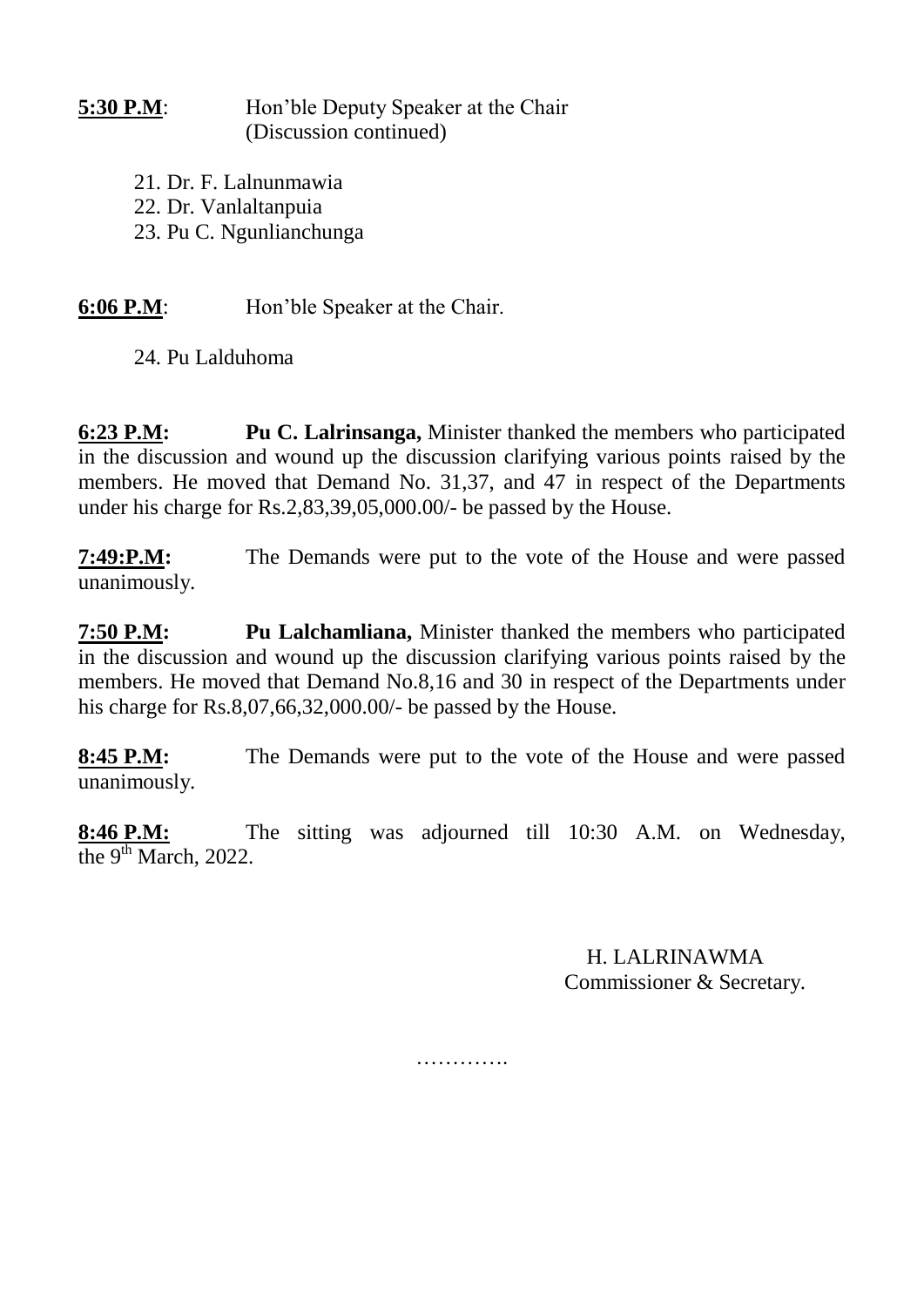**5:30 P.M**: Hon'ble Deputy Speaker at the Chair
(Discussion continued)

21. Dr. F. Lalnunmawia
22. Dr. Vanlaltanpuia
23. Pu C. Ngunlianchunga

**6:06 P.M**: Hon'ble Speaker at the Chair.

24. Pu Lalduhoma

**6:23 P.M:** **Pu C. Lalrinsanga,** Minister thanked the members who participated in the discussion and wound up the discussion clarifying various points raised by the members. He moved that Demand No. 31,37, and 47 in respect of the Departments under his charge for Rs.2,83,39,05,000.00/- be passed by the House.

**7:49:P.M:** The Demands were put to the vote of the House and were passed unanimously.

**7:50 P.M:** **Pu Lalchamliana,** Minister thanked the members who participated in the discussion and wound up the discussion clarifying various points raised by the members. He moved that Demand No.8,16 and 30 in respect of the Departments under his charge for Rs.8,07,66,32,000.00/- be passed by the House.

**8:45 P.M:** The Demands were put to the vote of the House and were passed unanimously.

**8:46 P.M:** The sitting was adjourned till 10:30 A.M. on Wednesday, the 9th March, 2022.

H. LALRINAWMA
Commissioner & Secretary.

………….